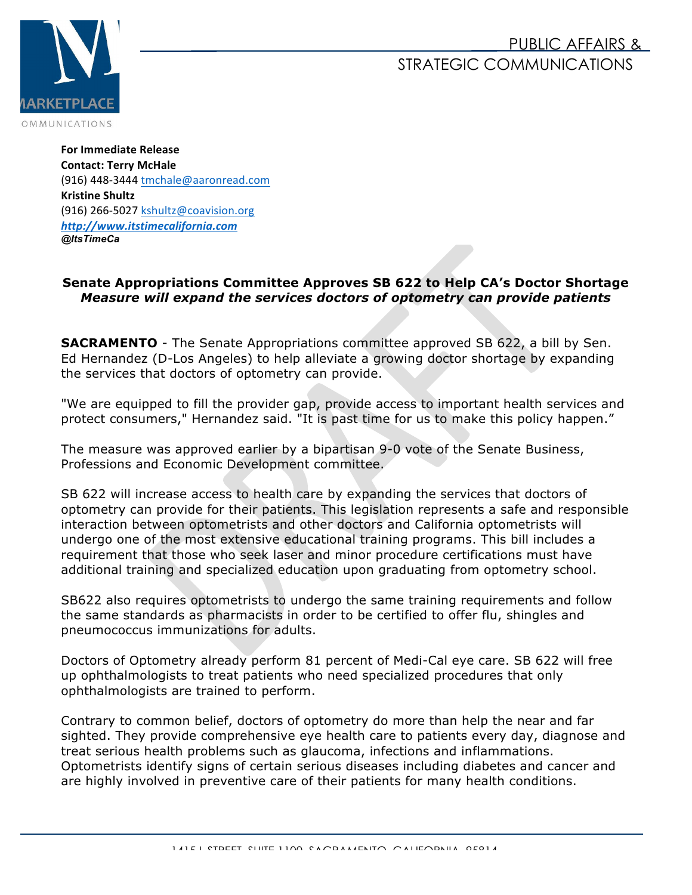PUBLIC AFFAIRS &
STRATEGIC COMMUNICATIONS

**For Immediate Release**
**Contact: Terry McHale**
(916) 448-3444 tmchale@aaronread.com
**Kristine Shultz**
(916) 266-5027 kshultz@coavision.org
***http://www.itstimecalifornia.com***
***@ItsTimeCa***

## Senate Appropriations Committee Approves SB 622 to Help CA's Doctor Shortage
### *Measure will expand the services doctors of optometry can provide patients*

**SACRAMENTO** - The Senate Appropriations committee approved SB 622, a bill by Sen. Ed Hernandez (D-Los Angeles) to help alleviate a growing doctor shortage by expanding the services that doctors of optometry can provide.

"We are equipped to fill the provider gap, provide access to important health services and protect consumers," Hernandez said. "It is past time for us to make this policy happen."

The measure was approved earlier by a bipartisan 9-0 vote of the Senate Business, Professions and Economic Development committee.

SB 622 will increase access to health care by expanding the services that doctors of optometry can provide for their patients. This legislation represents a safe and responsible interaction between optometrists and other doctors and California optometrists will undergo one of the most extensive educational training programs. This bill includes a requirement that those who seek laser and minor procedure certifications must have additional training and specialized education upon graduating from optometry school.

SB622 also requires optometrists to undergo the same training requirements and follow the same standards as pharmacists in order to be certified to offer flu, shingles and pneumococcus immunizations for adults.

Doctors of Optometry already perform 81 percent of Medi-Cal eye care. SB 622 will free up ophthalmologists to treat patients who need specialized procedures that only ophthalmologists are trained to perform.

Contrary to common belief, doctors of optometry do more than help the near and far sighted. They provide comprehensive eye health care to patients every day, diagnose and treat serious health problems such as glaucoma, infections and inflammations. Optometrists identify signs of certain serious diseases including diabetes and cancer and are highly involved in preventive care of their patients for many health conditions.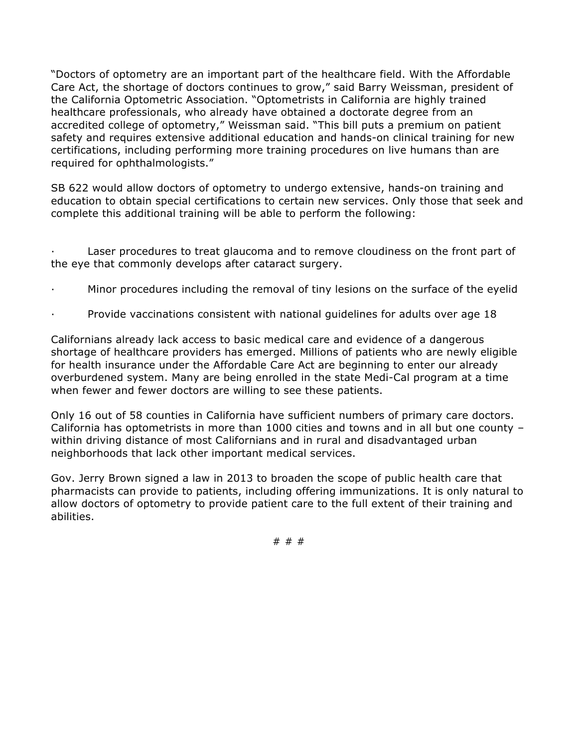"Doctors of optometry are an important part of the healthcare field. With the Affordable Care Act, the shortage of doctors continues to grow," said Barry Weissman, president of the California Optometric Association. "Optometrists in California are highly trained healthcare professionals, who already have obtained a doctorate degree from an accredited college of optometry," Weissman said. "This bill puts a premium on patient safety and requires extensive additional education and hands-on clinical training for new certifications, including performing more training procedures on live humans than are required for ophthalmologists."

SB 622 would allow doctors of optometry to undergo extensive, hands-on training and education to obtain special certifications to certain new services. Only those that seek and complete this additional training will be able to perform the following:

- Laser procedures to treat glaucoma and to remove cloudiness on the front part of the eye that commonly develops after cataract surgery.
- Minor procedures including the removal of tiny lesions on the surface of the eyelid
- Provide vaccinations consistent with national guidelines for adults over age 18

Californians already lack access to basic medical care and evidence of a dangerous shortage of healthcare providers has emerged. Millions of patients who are newly eligible for health insurance under the Affordable Care Act are beginning to enter our already overburdened system. Many are being enrolled in the state Medi-Cal program at a time when fewer and fewer doctors are willing to see these patients.

Only 16 out of 58 counties in California have sufficient numbers of primary care doctors. California has optometrists in more than 1000 cities and towns and in all but one county – within driving distance of most Californians and in rural and disadvantaged urban neighborhoods that lack other important medical services.

Gov. Jerry Brown signed a law in 2013 to broaden the scope of public health care that pharmacists can provide to patients, including offering immunizations. It is only natural to allow doctors of optometry to provide patient care to the full extent of their training and abilities.

# # #